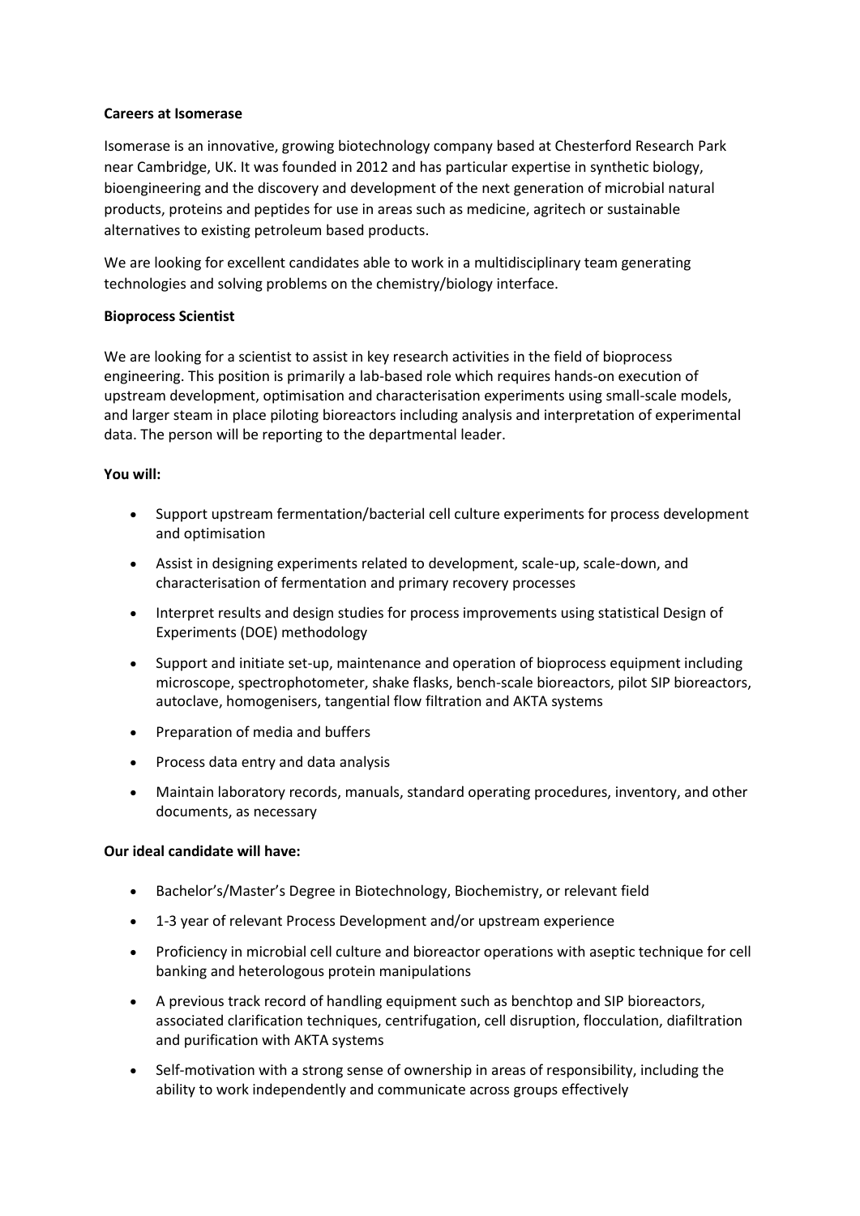**Careers at Isomerase**

Isomerase is an innovative, growing biotechnology company based at Chesterford Research Park near Cambridge, UK. It was founded in 2012 and has particular expertise in synthetic biology, bioengineering and the discovery and development of the next generation of microbial natural products, proteins and peptides for use in areas such as medicine, agritech or sustainable alternatives to existing petroleum based products.

We are looking for excellent candidates able to work in a multidisciplinary team generating technologies and solving problems on the chemistry/biology interface.

**Bioprocess Scientist**

We are looking for a scientist to assist in key research activities in the field of bioprocess engineering. This position is primarily a lab-based role which requires hands-on execution of upstream development, optimisation and characterisation experiments using small-scale models, and larger steam in place piloting bioreactors including analysis and interpretation of experimental data. The person will be reporting to the departmental leader.

**You will:**

- Support upstream fermentation/bacterial cell culture experiments for process development and optimisation
- Assist in designing experiments related to development, scale-up, scale-down, and characterisation of fermentation and primary recovery processes
- Interpret results and design studies for process improvements using statistical Design of Experiments (DOE) methodology
- Support and initiate set-up, maintenance and operation of bioprocess equipment including microscope, spectrophotometer, shake flasks, bench-scale bioreactors, pilot SIP bioreactors, autoclave, homogenisers, tangential flow filtration and AKTA systems
- Preparation of media and buffers
- Process data entry and data analysis
- Maintain laboratory records, manuals, standard operating procedures, inventory, and other documents, as necessary

**Our ideal candidate will have:**

- Bachelor's/Master's Degree in Biotechnology, Biochemistry, or relevant field
- 1-3 year of relevant Process Development and/or upstream experience
- Proficiency in microbial cell culture and bioreactor operations with aseptic technique for cell banking and heterologous protein manipulations
- A previous track record of handling equipment such as benchtop and SIP bioreactors, associated clarification techniques, centrifugation, cell disruption, flocculation, diafiltration and purification with AKTA systems
- Self-motivation with a strong sense of ownership in areas of responsibility, including the ability to work independently and communicate across groups effectively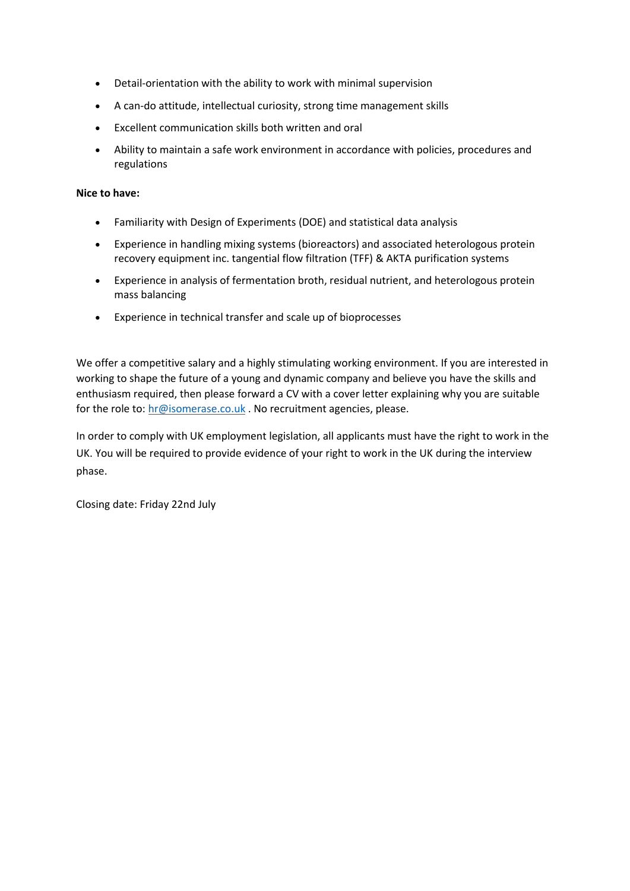- Detail-orientation with the ability to work with minimal supervision
- A can-do attitude, intellectual curiosity, strong time management skills
- Excellent communication skills both written and oral
- Ability to maintain a safe work environment in accordance with policies, procedures and regulations

**Nice to have:**

- Familiarity with Design of Experiments (DOE) and statistical data analysis
- Experience in handling mixing systems (bioreactors) and associated heterologous protein recovery equipment inc. tangential flow filtration (TFF) & AKTA purification systems
- Experience in analysis of fermentation broth, residual nutrient, and heterologous protein mass balancing
- Experience in technical transfer and scale up of bioprocesses

We offer a competitive salary and a highly stimulating working environment. If you are interested in working to shape the future of a young and dynamic company and believe you have the skills and enthusiasm required, then please forward a CV with a cover letter explaining why you are suitable for the role to: hr@isomerase.co.uk . No recruitment agencies, please.

In order to comply with UK employment legislation, all applicants must have the right to work in the UK. You will be required to provide evidence of your right to work in the UK during the interview phase.

Closing date: Friday 22nd July